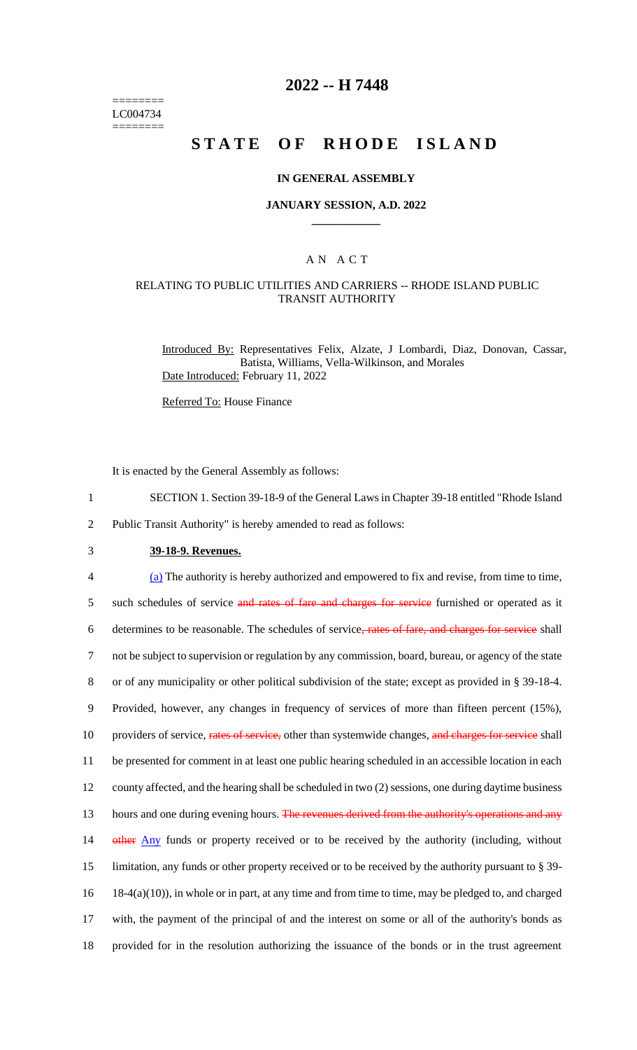========
LC004734
========

# 2022 -- H 7448

# STATE OF RHODE ISLAND

**IN GENERAL ASSEMBLY**

**JANUARY SESSION, A.D. 2022**

____________

A N A C T

RELATING TO PUBLIC UTILITIES AND CARRIERS -- RHODE ISLAND PUBLIC TRANSIT AUTHORITY

Introduced By: Representatives Felix, Alzate, J Lombardi, Diaz, Donovan, Cassar, Batista, Williams, Vella-Wilkinson, and Morales

Date Introduced: February 11, 2022

Referred To: House Finance

It is enacted by the General Assembly as follows:

1 SECTION 1. Section 39-18-9 of the General Laws in Chapter 39-18 entitled "Rhode Island
2 Public Transit Authority" is hereby amended to read as follows:

3 **39-18-9. Revenues.**

4 (a) The authority is hereby authorized and empowered to fix and revise, from time to time,
5 such schedules of service ~~and rates of fare and charges for service~~ furnished or operated as it
6 determines to be reasonable. The schedules of service~~, rates of fare, and charges for service~~ shall
7 not be subject to supervision or regulation by any commission, board, bureau, or agency of the state
8 or of any municipality or other political subdivision of the state; except as provided in § 39-18-4.
9 Provided, however, any changes in frequency of services of more than fifteen percent (15%),
10 providers of service, ~~rates of service,~~ other than systemwide changes, ~~and charges for service~~ shall
11 be presented for comment in at least one public hearing scheduled in an accessible location in each
12 county affected, and the hearing shall be scheduled in two (2) sessions, one during daytime business
13 hours and one during evening hours. ~~The revenues derived from the authority's operations and any~~
14 ~~other~~ Any funds or property received or to be received by the authority (including, without
15 limitation, any funds or other property received or to be received by the authority pursuant to § 39-
16 18-4(a)(10)), in whole or in part, at any time and from time to time, may be pledged to, and charged
17 with, the payment of the principal of and the interest on some or all of the authority's bonds as
18 provided for in the resolution authorizing the issuance of the bonds or in the trust agreement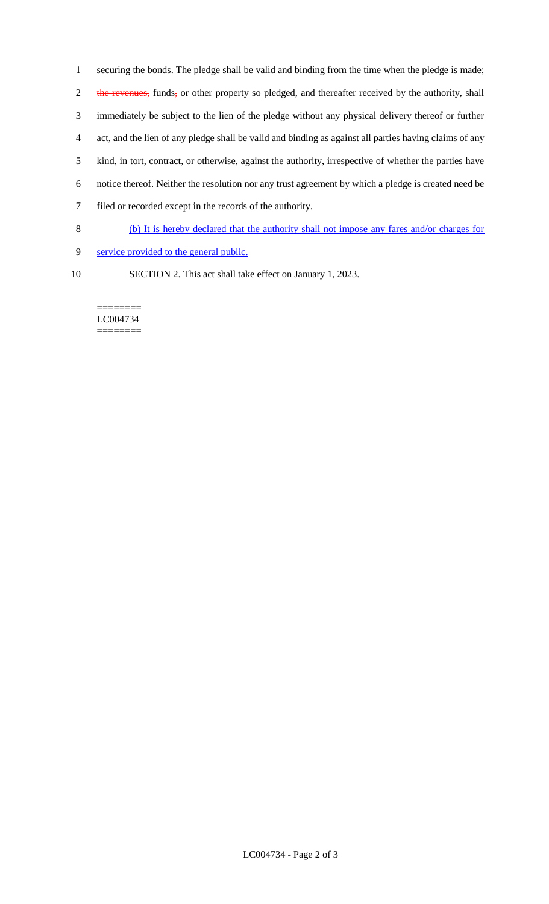1 securing the bonds. The pledge shall be valid and binding from the time when the pledge is made;

2 ~~the revenues,~~ funds~~,~~ or other property so pledged, and thereafter received by the authority, shall

3 immediately be subject to the lien of the pledge without any physical delivery thereof or further

4 act, and the lien of any pledge shall be valid and binding as against all parties having claims of any

5 kind, in tort, contract, or otherwise, against the authority, irrespective of whether the parties have

6 notice thereof. Neither the resolution nor any trust agreement by which a pledge is created need be

7 filed or recorded except in the records of the authority.

8 <u>(b) It is hereby declared that the authority shall not impose any fares and/or charges for</u>

9 <u>service provided to the general public.</u>

10 SECTION 2. This act shall take effect on January 1, 2023.

========
LC004734
========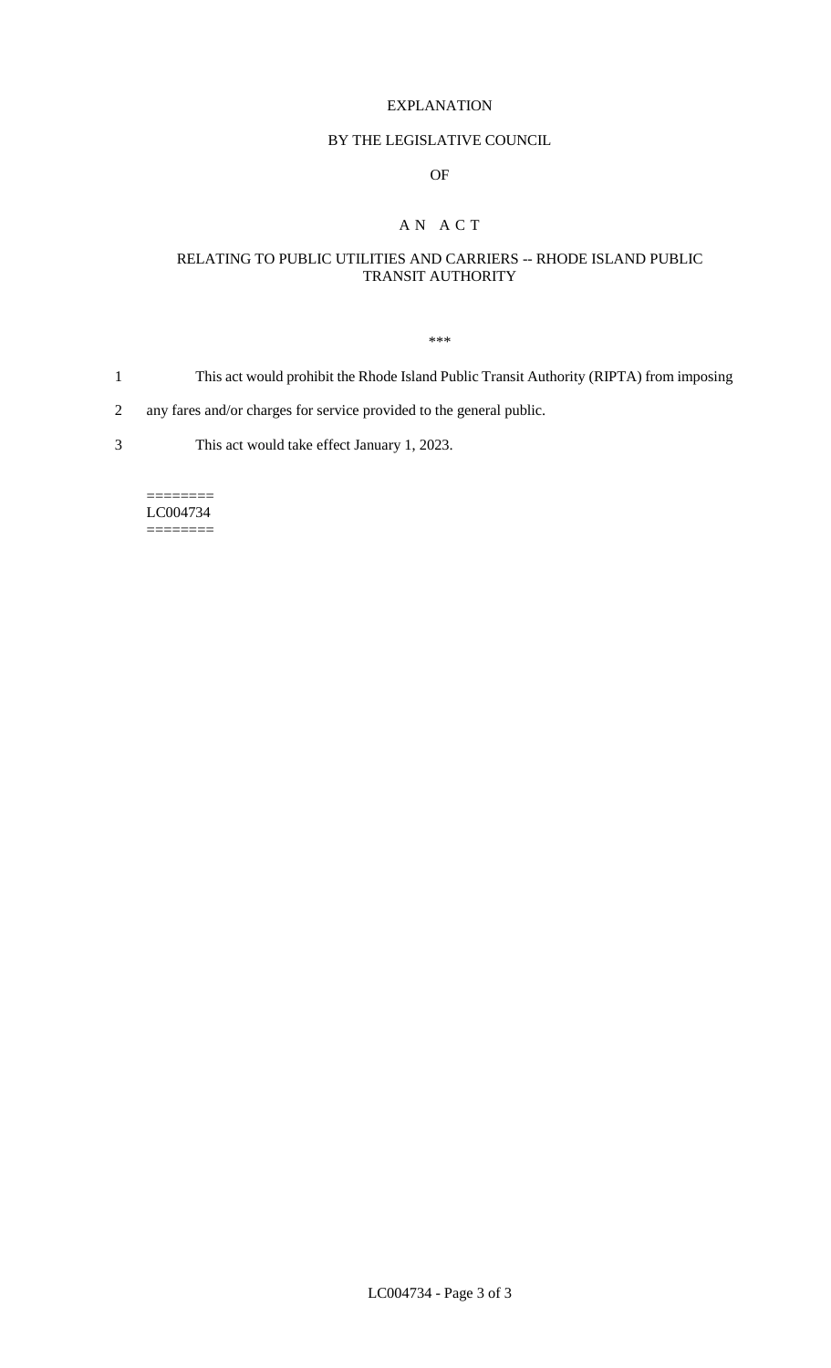EXPLANATION

BY THE LEGISLATIVE COUNCIL

OF

A N A C T

RELATING TO PUBLIC UTILITIES AND CARRIERS -- RHODE ISLAND PUBLIC TRANSIT AUTHORITY

***

1 This act would prohibit the Rhode Island Public Transit Authority (RIPTA) from imposing

2 any fares and/or charges for service provided to the general public.

3 This act would take effect January 1, 2023.

========
LC004734
========